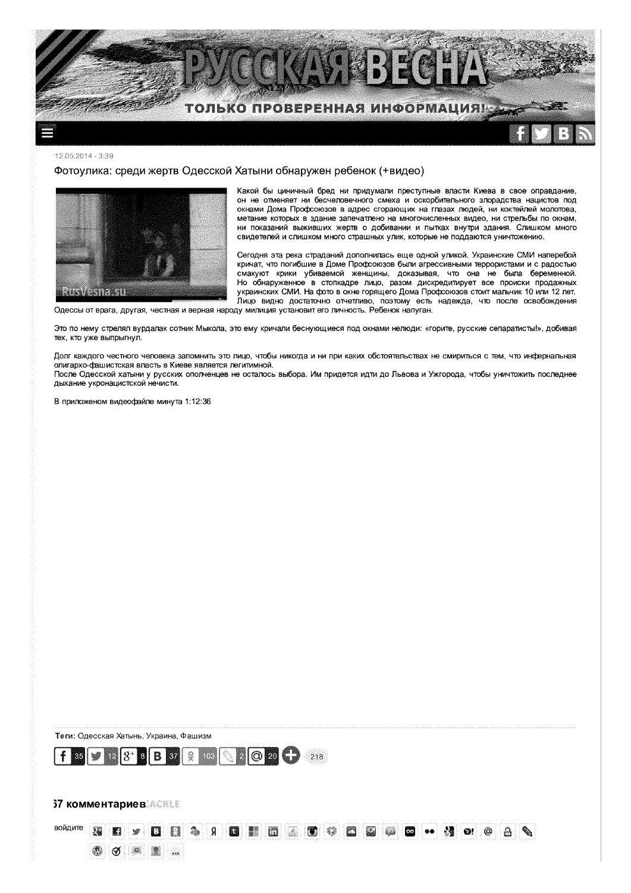РУССКАЯ ВЕСНА

ТОЛЬКО ПРОВЕРЕННАЯ ИНФОРМАЦИЯ!

12.05.2014 - 3:39

# Фотоулика: среди жертв Одесской Хатыни обнаружен ребенок (+видео)

Какой бы циничный бред ни придумали преступные власти Киева в свое оправдание, он не отменяет ни бесчеловечного смеха и оскорбительного злорадства нацистов под окнами Дома Профсоюзов в адрес сгорающих на глазах людей, ни коктейлей молотова, метание которых в здание запечатлено на многочисленных видео, ни стрельбы по окнам, ни показаний выживших жерт о добивании и пытках внутри здания. Слишком много свидетелей и слишком много страшных улик, которые не поддаются уничтожению.

Сегодня эта река страданий дополнилась еще одной уликой. Украинские СМИ наперебой кричат, что погибшие в Доме Профсоюзов были агрессивными террористами и с радостью смакуют крики убиваемой женщины, доказывая, что она не была беременной. Но обнаруженное в стопкадре лицо, разом дискредитирует все происки продажных украинских СМИ. На фото в окне горящего Дома Профсоюзов стоит мальчик 10 или 12 лет. Лицо видно достаточно отчетливо, поэтому есть надежда, что после освобождения Одессы от врага, другая, честная и верная народу милиция установит его личность. Ребенок напуган.

Это по нему стрелял вурдалак сотник Мыкола, это ему кричали беснующиеся под окнами нелюди: «горите, русские сепаратисты!», добивая тех, кто уже выпрыгнул.

Долг каждого честного человека запомнить это лицо, чтобы никогда и ни при каких обстоятельствах не смириться с тем, что инфернальная олигархо-фашистская власть в Киеве является легитимной.
После Одесской хатыни у русских ополченцев не осталось выбора. Им придется идти до Львова и Ужгорода, чтобы уничтожить последнее дыхание укронацистской нечисти.

В приложеном видеофайле минута 1:12:36

**Теги:** Одесская Хатынь, Украина, Фашизм

f 35 | 12 | 8+ 8 | B 37 | 103 | 2 | @ 20 | + 218

**57 комментариев**

войдите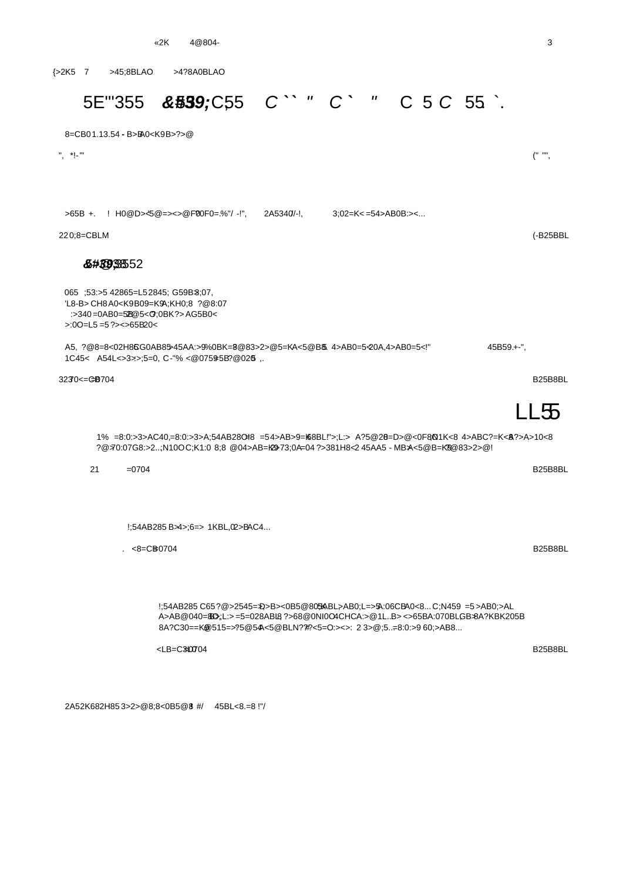«2K 4@804-

{>2K5 7 >45;8BLAO >4?8A0BLAO

# 5E'"355 &#39;C55 C `` " C ` " C 5 C 55 `.

8=CB01.13.54 - B>B A0<K9B>?>@

", *!-'" (" "",

>65B +. ! H0@D><5@=><>@F0F0=.%"/ -!", 2A5340/-!, 3;02=K< =54>AB0B:><...

220;8=CBLM (-B25BBL

## &#39;552

065 ;53:>5 42865=L5 2845; G59B3;07,
'L8-B> CH8 A0<K9B09=K9 A;KH0;8 ?@8:07
:>340 =0AB0=5B@5<C ?;0BK?> AG5B0<
>:0O=L5 =5 ?><>65B 20<

A5, ?@8=8<02H85 G0AB85 >45AA:>9 %0BK=8 @83>2>@5=KA<5@B5. 4>AB0=5<20A,4>AB0=5<!" 45B59.+-",
1C45< A54L<>3>>;5=0, C-"% <@0759 5B?@026 ,.

3230<=G0704 B25B8BL

LL55

1% =8:0:>3>AC40,=8:0:>3>A;54AB28C8 =54>AB>9=K 68BL!">;L:> A?5@20=D>@<0F8C1K<8 4>ABC?=K<8 ?>A>10<8
?@>70:07G8:>2..;N10C;K1:0 8;8 @04>AB=K 2>73;0A=04 ?>381H8<2 45AA5 - MB>A<5@B=K 9@83>2>@!

21 =0704 B25B8BL

!;54AB285 B>4>;6=> 1KBL,02>BAC4...

. <8=CB0704 B25B8BL

!;54AB285 C65 ?@>2545=> D>B><0B5@80AB5 ABL,>AB0;L=>5 A:06CB A0<8... C;N459 =5 >AB0;>AL
A>AB@040=88 C;L:> =5=028ABL ?>68@0NI0C4CHCA:>@1L..B> <>65BA:070BL GB> 8A?KBK205B
8A?C30==K@515=>?5@54A<5@BLN?? ?<5=O:><>: 2 3>@;5..=8:0:>9 60;>AB8...

<LB=C3H0704 B25B8BL

2A52K682H85 3>2>@8;8<0B5@8 #/ 45BL<8.=8 !"/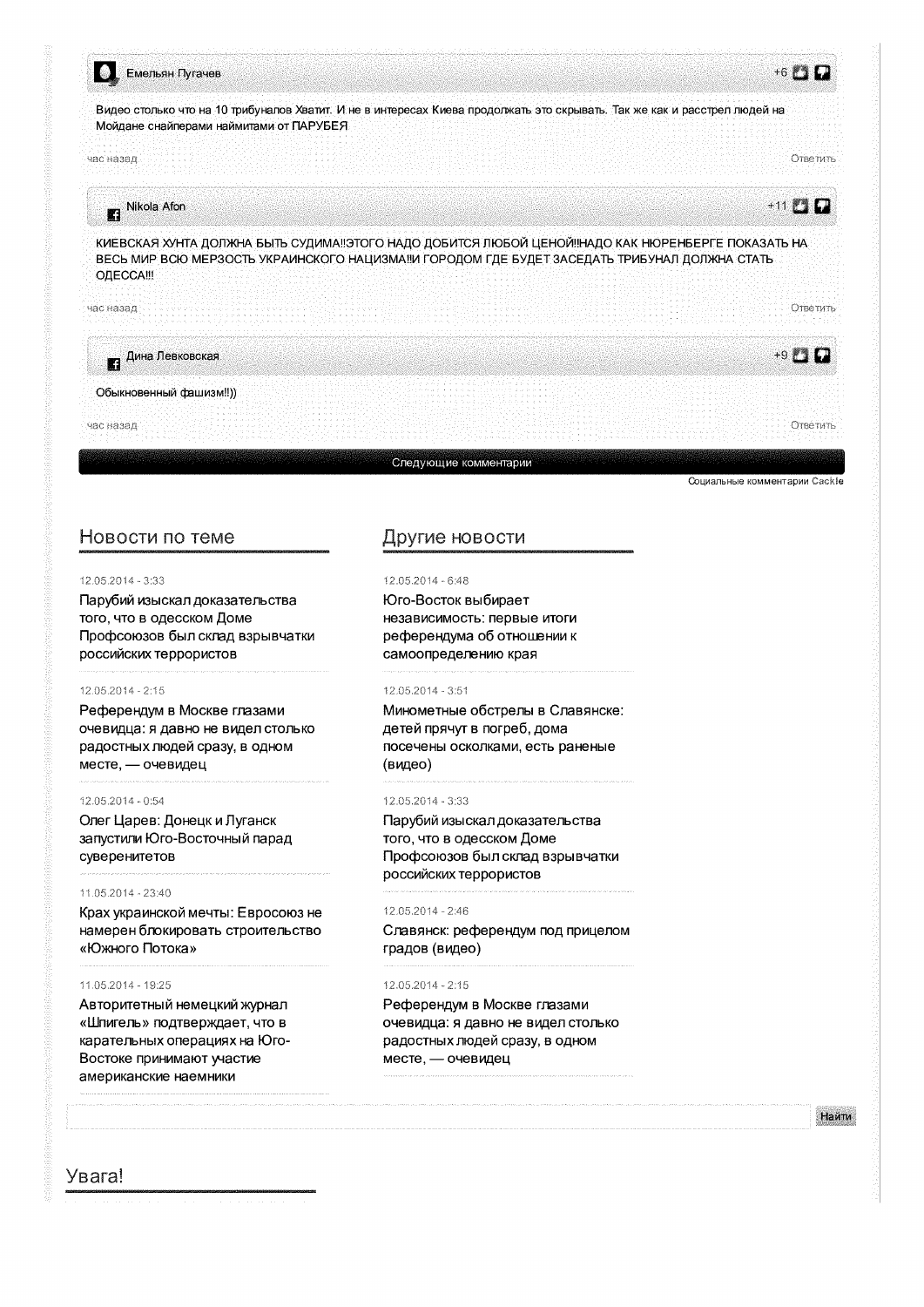**Емельян Пугачев** +6

Видео столько что на 10 трибуналов Хватит. И не в интересах Киева продолжать это скрывать. Так же как и расстрел людей на Мойдане снайперами наймитами от ПАРУБЕЯ

час назад Ответить

**Nikola Afon** +11

КИЕВСКАЯ ХУНТА ДОЛЖНА БЫТЬ СУДИМА!!ЭТОГО НАДО ДОБИТСЯ ЛЮБОЙ ЦЕНОЙ!!НАДО КАК НЮРЕНБЕРГЕ ПОКАЗАТЬ НА ВЕСЬ МИР ВСЮ МЕРЗОСТЬ УКРАИНСКОГО НАЦИЗМА!!И ГОРОДОМ ГДЕ БУДЕТ ЗАСЕДАТЬ ТРИБУНАЛ ДОЛЖНА СТАТЬ ОДЕССА!!!

час назад Ответить

**Дина Левковская** +9

Обыкновенный фашизм!!))

час назад Ответить

Следующие комментарии

Социальные комментарии Cackle

## Новости по теме

12.05.2014 - 3:33
Парубий изыскал доказательства того, что в одесском Доме Профсоюзов был склад взрывчатки российских террористов

12.05.2014 - 2:15
Референдум в Москве глазами очевидца: я давно не видел столько радостных людей сразу, в одном месте, — очевидец

12.05.2014 - 0:54
Олег Царев: Донецк и Луганск запустили Юго-Восточный парад суверенитетов

11.05.2014 - 23:40
Крах украинской мечты: Евросоюз не намерен блокировать строительство «Южного Потока»

11.05.2014 - 19:25
Авторитетный немецкий журнал «Шпигель» подтверждает, что в карательных операциях на Юго-Востоке принимают участие американские наемники

## Другие новости

12.05.2014 - 6:48
Юго-Восток выбирает независимость: первые итоги референдума об отношении к самоопределению края

12.05.2014 - 3:51
Минометные обстрелы в Славянске: детей прячут в погреб, дома посечены осколками, есть раненые (видео)

12.05.2014 - 3:33
Парубий изыскал доказательства того, что в одесском Доме Профсоюзов был склад взрывчатки российских террористов

12.05.2014 - 2:46
Славянск: референдум под прицелом градов (видео)

12.05.2014 - 2:15
Референдум в Москве глазами очевидца: я давно не видел столько радостных людей сразу, в одном месте, — очевидец

Найти

## Увага!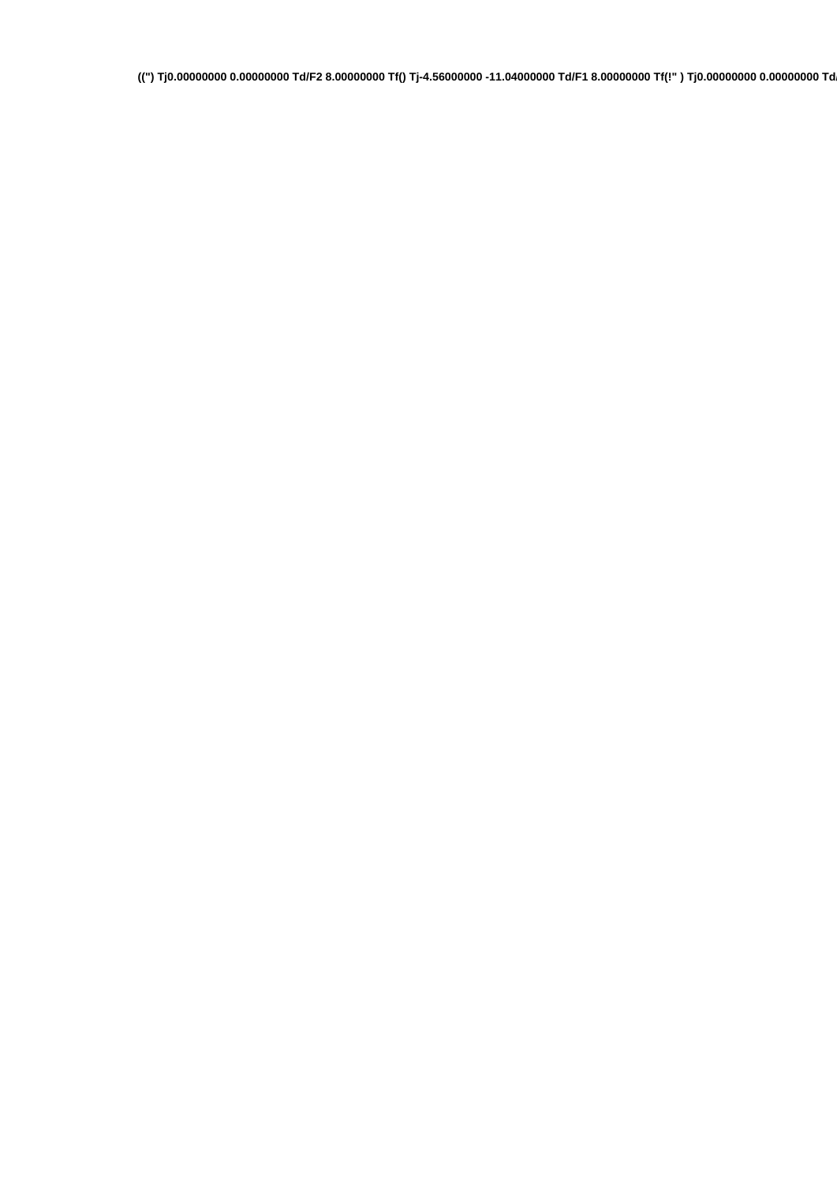((") Tj0.00000000 0.00000000 Td/F2 8.00000000 Tf() Tj-4.56000000 -11.04000000 Td/F1 8.00000000 Tf(!" ) Tj0.00000000 0.00000000 Td/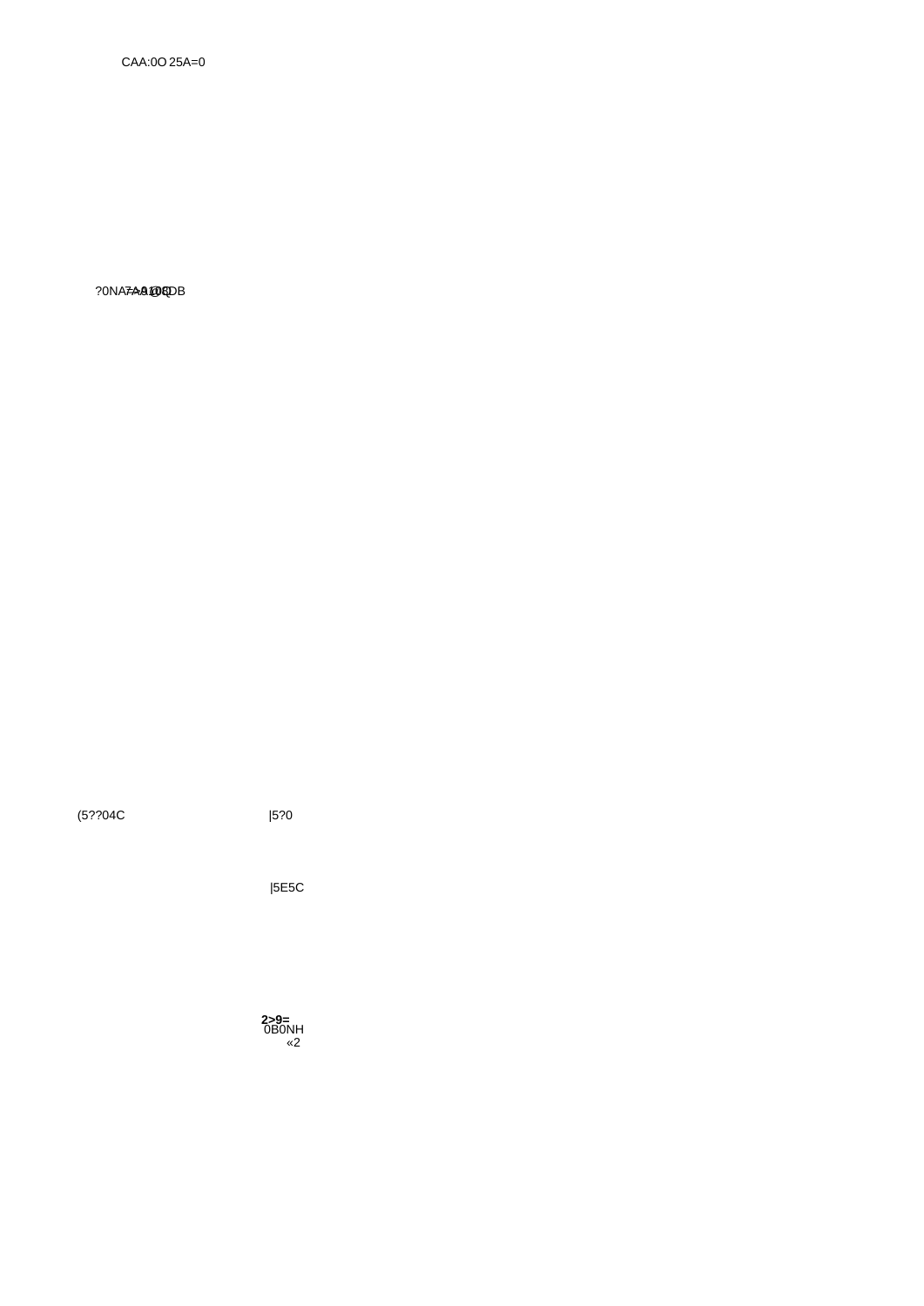CAA:0O 25A=0

?0NA7=A9100QDB

(5??04C |5?0

|5E5C

**2>9=**
0B0NH
«2